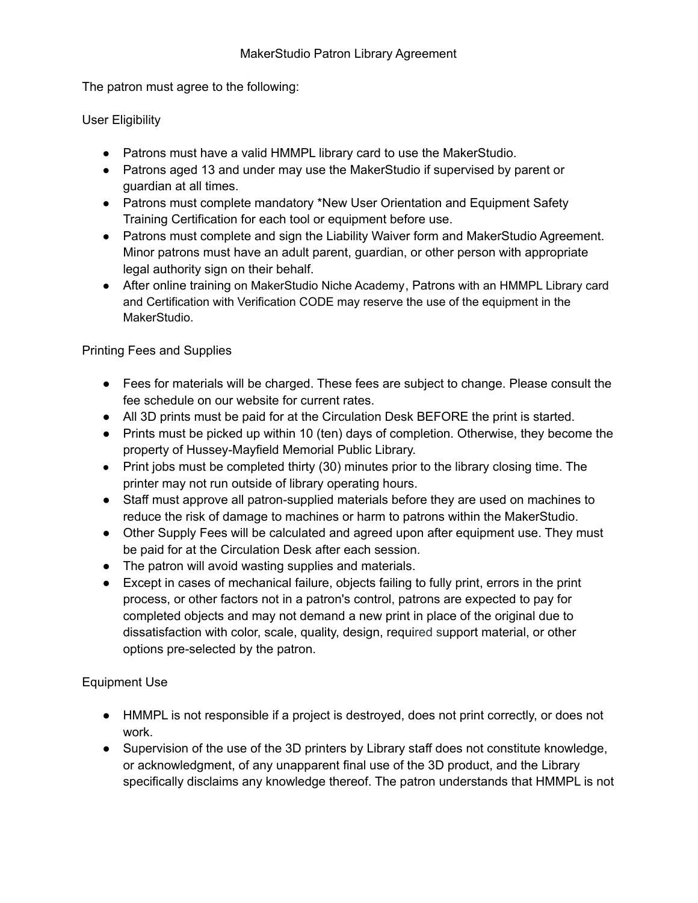# MakerStudio Patron Library Agreement

The patron must agree to the following:

## User Eligibility

- Patrons must have a valid HMMPL library card to use the MakerStudio.
- Patrons aged 13 and under may use the MakerStudio if supervised by parent or guardian at all times.
- Patrons must complete mandatory *New User Orientation and Equipment Safety Training Certification for each tool or equipment before use.
- Patrons must complete and sign the Liability Waiver form and MakerStudio Agreement. Minor patrons must have an adult parent, guardian, or other person with appropriate legal authority sign on their behalf.
- After online training on MakerStudio Niche Academy, Patrons with an HMMPL Library card and Certification with Verification CODE may reserve the use of the equipment in the MakerStudio.

## Printing Fees and Supplies

- Fees for materials will be charged. These fees are subject to change. Please consult the fee schedule on our website for current rates.
- All 3D prints must be paid for at the Circulation Desk BEFORE the print is started.
- Prints must be picked up within 10 (ten) days of completion. Otherwise, they become the property of Hussey-Mayfield Memorial Public Library.
- Print jobs must be completed thirty (30) minutes prior to the library closing time. The printer may not run outside of library operating hours.
- Staff must approve all patron-supplied materials before they are used on machines to reduce the risk of damage to machines or harm to patrons within the MakerStudio.
- Other Supply Fees will be calculated and agreed upon after equipment use. They must be paid for at the Circulation Desk after each session.
- The patron will avoid wasting supplies and materials.
- Except in cases of mechanical failure, objects failing to fully print, errors in the print process, or other factors not in a patron's control, patrons are expected to pay for completed objects and may not demand a new print in place of the original due to dissatisfaction with color, scale, quality, design, required support material, or other options pre-selected by the patron.

## Equipment Use

- HMMPL is not responsible if a project is destroyed, does not print correctly, or does not work.
- Supervision of the use of the 3D printers by Library staff does not constitute knowledge, or acknowledgment, of any unapparent final use of the 3D product, and the Library specifically disclaims any knowledge thereof. The patron understands that HMMPL is not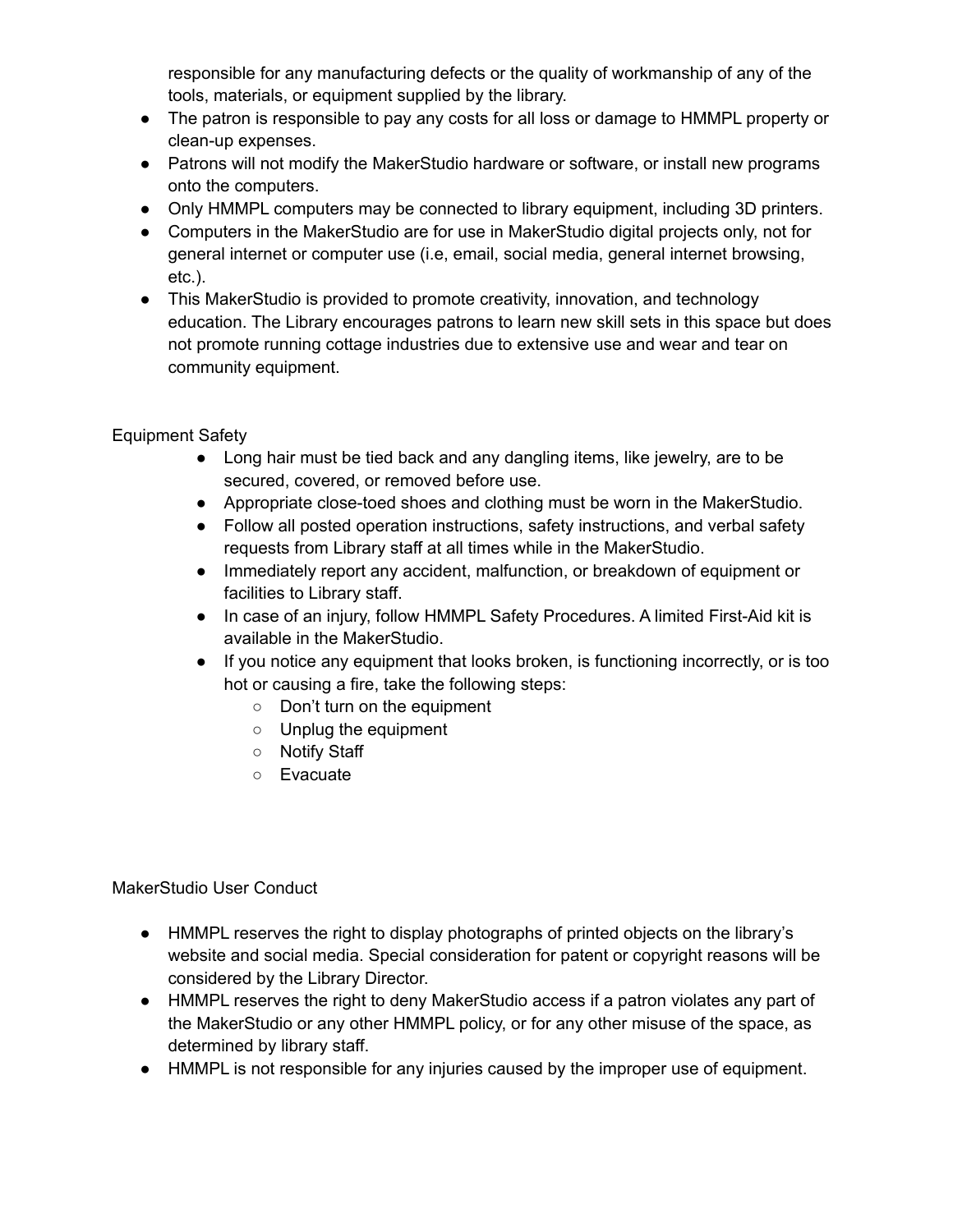responsible for any manufacturing defects or the quality of workmanship of any of the tools, materials, or equipment supplied by the library.

- The patron is responsible to pay any costs for all loss or damage to HMMPL property or clean-up expenses.
- Patrons will not modify the MakerStudio hardware or software, or install new programs onto the computers.
- Only HMMPL computers may be connected to library equipment, including 3D printers.
- Computers in the MakerStudio are for use in MakerStudio digital projects only, not for general internet or computer use (i.e, email, social media, general internet browsing, etc.).
- This MakerStudio is provided to promote creativity, innovation, and technology education. The Library encourages patrons to learn new skill sets in this space but does not promote running cottage industries due to extensive use and wear and tear on community equipment.

## Equipment Safety

- Long hair must be tied back and any dangling items, like jewelry, are to be secured, covered, or removed before use.
- Appropriate close-toed shoes and clothing must be worn in the MakerStudio.
- Follow all posted operation instructions, safety instructions, and verbal safety requests from Library staff at all times while in the MakerStudio.
- Immediately report any accident, malfunction, or breakdown of equipment or facilities to Library staff.
- In case of an injury, follow HMMPL Safety Procedures. A limited First-Aid kit is available in the MakerStudio.
- If you notice any equipment that looks broken, is functioning incorrectly, or is too hot or causing a fire, take the following steps:
  - Don't turn on the equipment
  - Unplug the equipment
  - Notify Staff
  - Evacuate

## MakerStudio User Conduct

- HMMPL reserves the right to display photographs of printed objects on the library's website and social media. Special consideration for patent or copyright reasons will be considered by the Library Director.
- HMMPL reserves the right to deny MakerStudio access if a patron violates any part of the MakerStudio or any other HMMPL policy, or for any other misuse of the space, as determined by library staff.
- HMMPL is not responsible for any injuries caused by the improper use of equipment.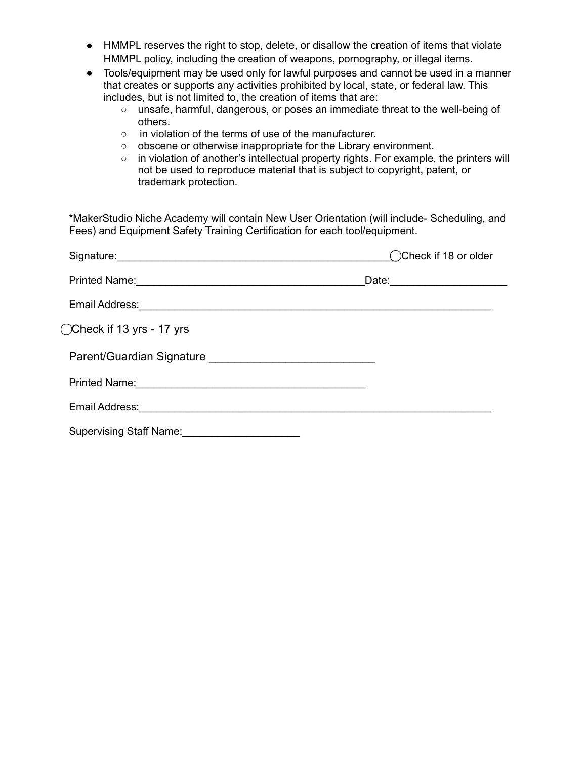- HMMPL reserves the right to stop, delete, or disallow the creation of items that violate HMMPL policy, including the creation of weapons, pornography, or illegal items.
- Tools/equipment may be used only for lawful purposes and cannot be used in a manner that creates or supports any activities prohibited by local, state, or federal law. This includes, but is not limited to, the creation of items that are:
  - unsafe, harmful, dangerous, or poses an immediate threat to the well-being of others.
  - in violation of the terms of use of the manufacturer.
  - obscene or otherwise inappropriate for the Library environment.
  - in violation of another's intellectual property rights. For example, the printers will not be used to reproduce material that is subject to copyright, patent, or trademark protection.

*MakerStudio Niche Academy will contain New User Orientation (will include- Scheduling, and Fees) and Equipment Safety Training Certification for each tool/equipment.

Signature:_______________________________________________ ◯Check if 18 or older

Printed Name:_______________________________________Date:___________________

Email Address:_____________________________________________________________

◯Check if 13 yrs - 17 yrs

Parent/Guardian Signature __________________________

Printed Name:_______________________________________

Email Address:_____________________________________________________________

Supervising Staff Name:___________________